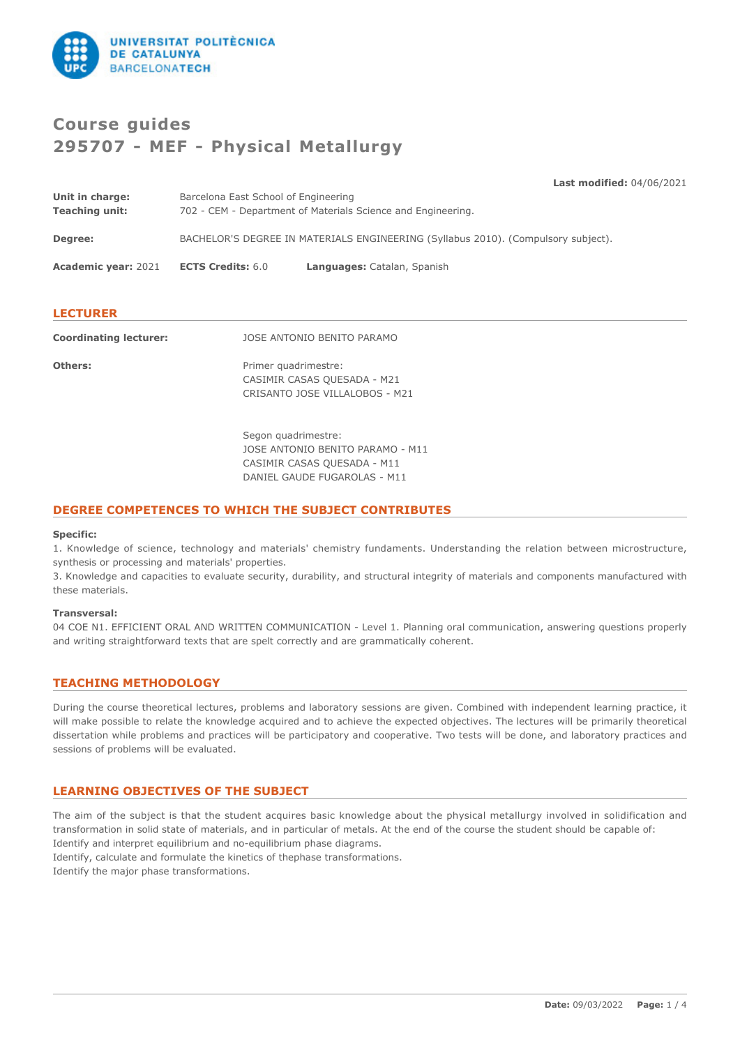# Course guides

# 295707 - MEF - Physical Metallurgy

**Last modified:** 04/06/2021

| | |
|---|---|
| **Unit in charge:** | Barcelona East School of Engineering |
| **Teaching unit:** | 702 - CEM - Department of Materials Science and Engineering. |
| **Degree:** | BACHELOR'S DEGREE IN MATERIALS ENGINEERING (Syllabus 2010). (Compulsory subject). |

**Academic year:** 2021 **ECTS Credits:** 6.0 **Languages:** Catalan, Spanish

## LECTURER

**Coordinating lecturer:** JOSE ANTONIO BENITO PARAMO

**Others:**

Primer quadrimestre:
CASIMIR CASAS QUESADA - M21
CRISANTO JOSE VILLALOBOS - M21

Segon quadrimestre:
JOSE ANTONIO BENITO PARAMO - M11
CASIMIR CASAS QUESADA - M11
DANIEL GAUDE FUGAROLAS - M11

## DEGREE COMPETENCES TO WHICH THE SUBJECT CONTRIBUTES

**Specific:**

1. Knowledge of science, technology and materials' chemistry fundaments. Understanding the relation between microstructure, synthesis or processing and materials' properties.
3. Knowledge and capacities to evaluate security, durability, and structural integrity of materials and components manufactured with these materials.

**Transversal:**

04 COE N1. EFFICIENT ORAL AND WRITTEN COMMUNICATION - Level 1. Planning oral communication, answering questions properly and writing straightforward texts that are spelt correctly and are grammatically coherent.

## TEACHING METHODOLOGY

During the course theoretical lectures, problems and laboratory sessions are given. Combined with independent learning practice, it will make possible to relate the knowledge acquired and to achieve the expected objectives. The lectures will be primarily theoretical dissertation while problems and practices will be participatory and cooperative. Two tests will be done, and laboratory practices and sessions of problems will be evaluated.

## LEARNING OBJECTIVES OF THE SUBJECT

The aim of the subject is that the student acquires basic knowledge about the physical metallurgy involved in solidification and transformation in solid state of materials, and in particular of metals. At the end of the course the student should be capable of:
Identify and interpret equilibrium and no-equilibrium phase diagrams.
Identify, calculate and formulate the kinetics of thephase transformations.
Identify the major phase transformations.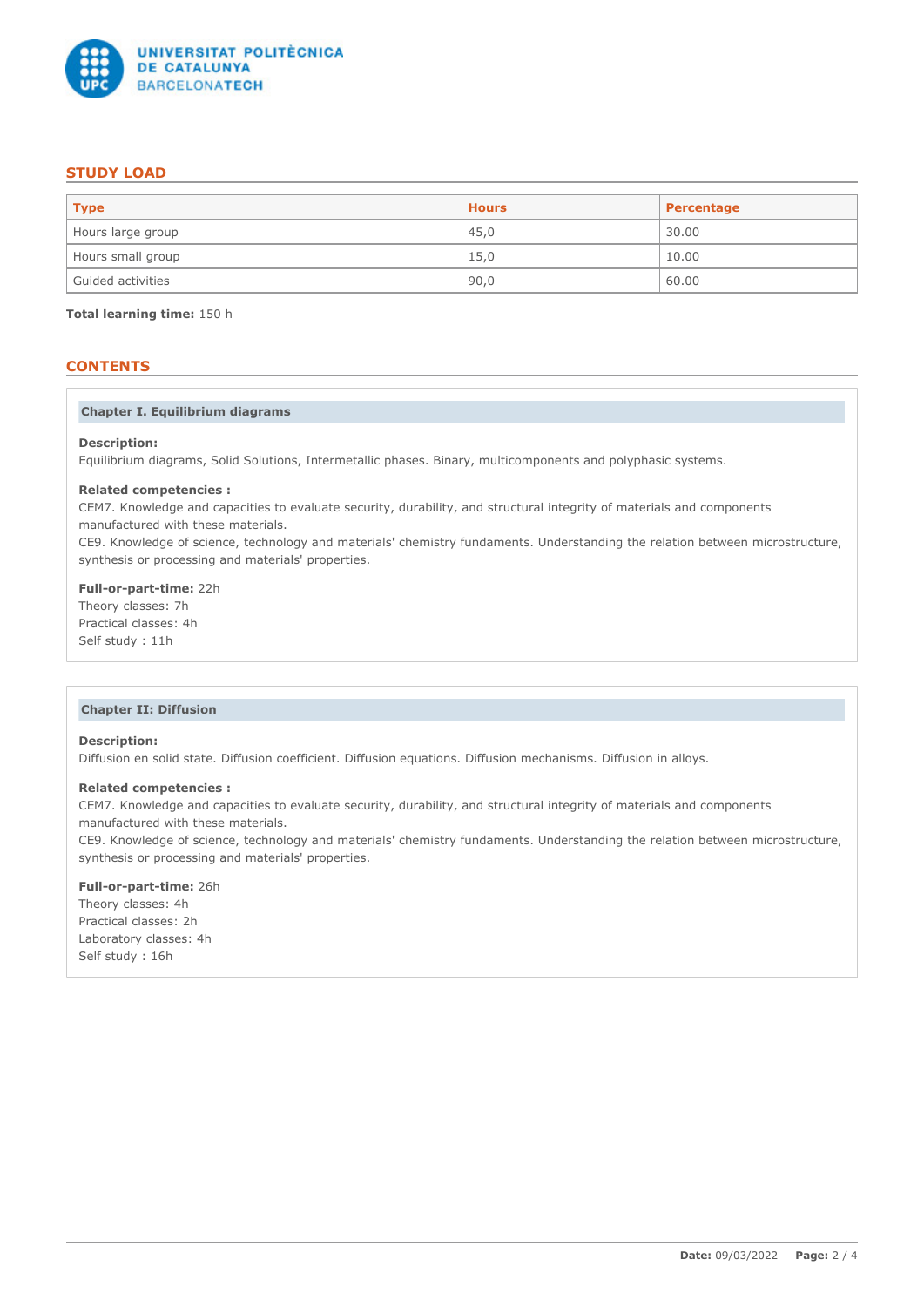## STUDY LOAD

| Type | Hours | Percentage |
|---|---|---|
| Hours large group | 45,0 | 30.00 |
| Hours small group | 15,0 | 10.00 |
| Guided activities | 90,0 | 60.00 |

**Total learning time:** 150 h

## CONTENTS

### Chapter I. Equilibrium diagrams

**Description:**
Equilibrium diagrams, Solid Solutions, Intermetallic phases. Binary, multicomponents and polyphasic systems.

**Related competencies :**
CEM7. Knowledge and capacities to evaluate security, durability, and structural integrity of materials and components manufactured with these materials.
CE9. Knowledge of science, technology and materials' chemistry fundaments. Understanding the relation between microstructure, synthesis or processing and materials' properties.

**Full-or-part-time:** 22h
Theory classes: 7h
Practical classes: 4h
Self study : 11h

### Chapter II: Diffusion

**Description:**
Diffusion en solid state. Diffusion coefficient. Diffusion equations. Diffusion mechanisms. Diffusion in alloys.

**Related competencies :**
CEM7. Knowledge and capacities to evaluate security, durability, and structural integrity of materials and components manufactured with these materials.
CE9. Knowledge of science, technology and materials' chemistry fundaments. Understanding the relation between microstructure, synthesis or processing and materials' properties.

**Full-or-part-time:** 26h
Theory classes: 4h
Practical classes: 2h
Laboratory classes: 4h
Self study : 16h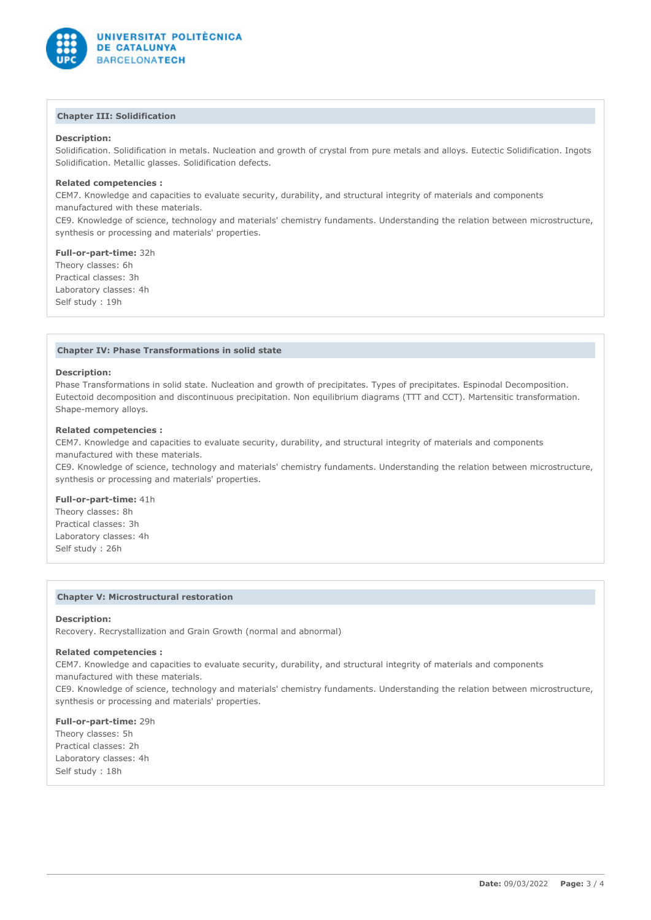### Chapter III: Solidification

**Description:**
Solidification. Solidification in metals. Nucleation and growth of crystal from pure metals and alloys. Eutectic Solidification. Ingots Solidification. Metallic glasses. Solidification defects.

**Related competencies :**
CEM7. Knowledge and capacities to evaluate security, durability, and structural integrity of materials and components manufactured with these materials.
CE9. Knowledge of science, technology and materials' chemistry fundaments. Understanding the relation between microstructure, synthesis or processing and materials' properties.

**Full-or-part-time:** 32h
Theory classes: 6h
Practical classes: 3h
Laboratory classes: 4h
Self study : 19h

### Chapter IV: Phase Transformations in solid state

**Description:**
Phase Transformations in solid state. Nucleation and growth of precipitates. Types of precipitates. Espinodal Decomposition. Eutectoid decomposition and discontinuous precipitation. Non equilibrium diagrams (TTT and CCT). Martensitic transformation. Shape-memory alloys.

**Related competencies :**
CEM7. Knowledge and capacities to evaluate security, durability, and structural integrity of materials and components manufactured with these materials.
CE9. Knowledge of science, technology and materials' chemistry fundaments. Understanding the relation between microstructure, synthesis or processing and materials' properties.

**Full-or-part-time:** 41h
Theory classes: 8h
Practical classes: 3h
Laboratory classes: 4h
Self study : 26h

### Chapter V: Microstructural restoration

**Description:**
Recovery. Recrystallization and Grain Growth (normal and abnormal)

**Related competencies :**
CEM7. Knowledge and capacities to evaluate security, durability, and structural integrity of materials and components manufactured with these materials.
CE9. Knowledge of science, technology and materials' chemistry fundaments. Understanding the relation between microstructure, synthesis or processing and materials' properties.

**Full-or-part-time:** 29h
Theory classes: 5h
Practical classes: 2h
Laboratory classes: 4h
Self study : 18h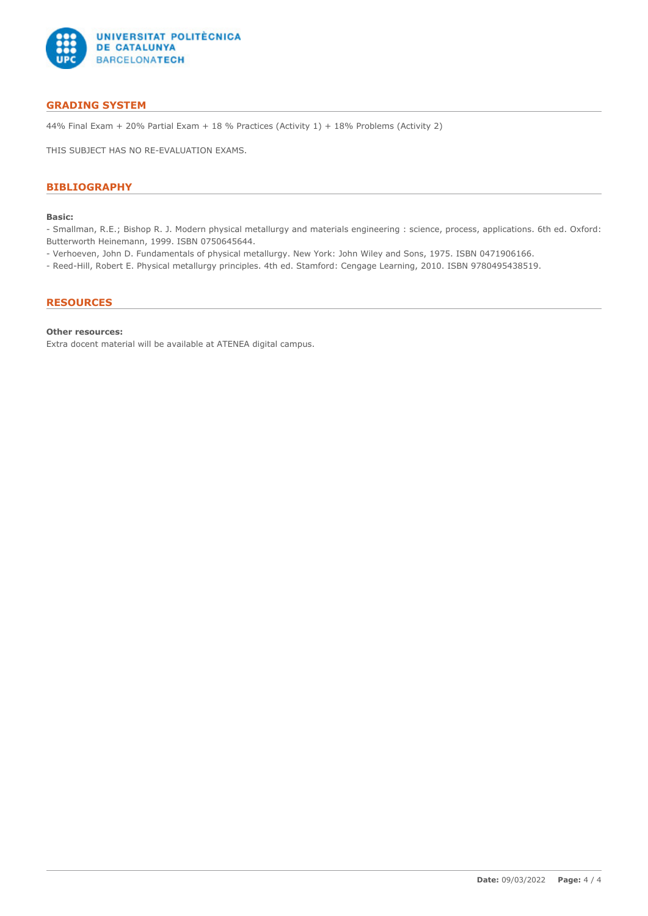## GRADING SYSTEM

44% Final Exam + 20% Partial Exam + 18 % Practices (Activity 1) + 18% Problems (Activity 2)

THIS SUBJECT HAS NO RE-EVALUATION EXAMS.

## BIBLIOGRAPHY

**Basic:**

- Smallman, R.E.; Bishop R. J. Modern physical metallurgy and materials engineering : science, process, applications. 6th ed. Oxford: Butterworth Heinemann, 1999. ISBN 0750645644.
- Verhoeven, John D. Fundamentals of physical metallurgy. New York: John Wiley and Sons, 1975. ISBN 0471906166.
- Reed-Hill, Robert E. Physical metallurgy principles. 4th ed. Stamford: Cengage Learning, 2010. ISBN 9780495438519.

## RESOURCES

**Other resources:**

Extra docent material will be available at ATENEA digital campus.